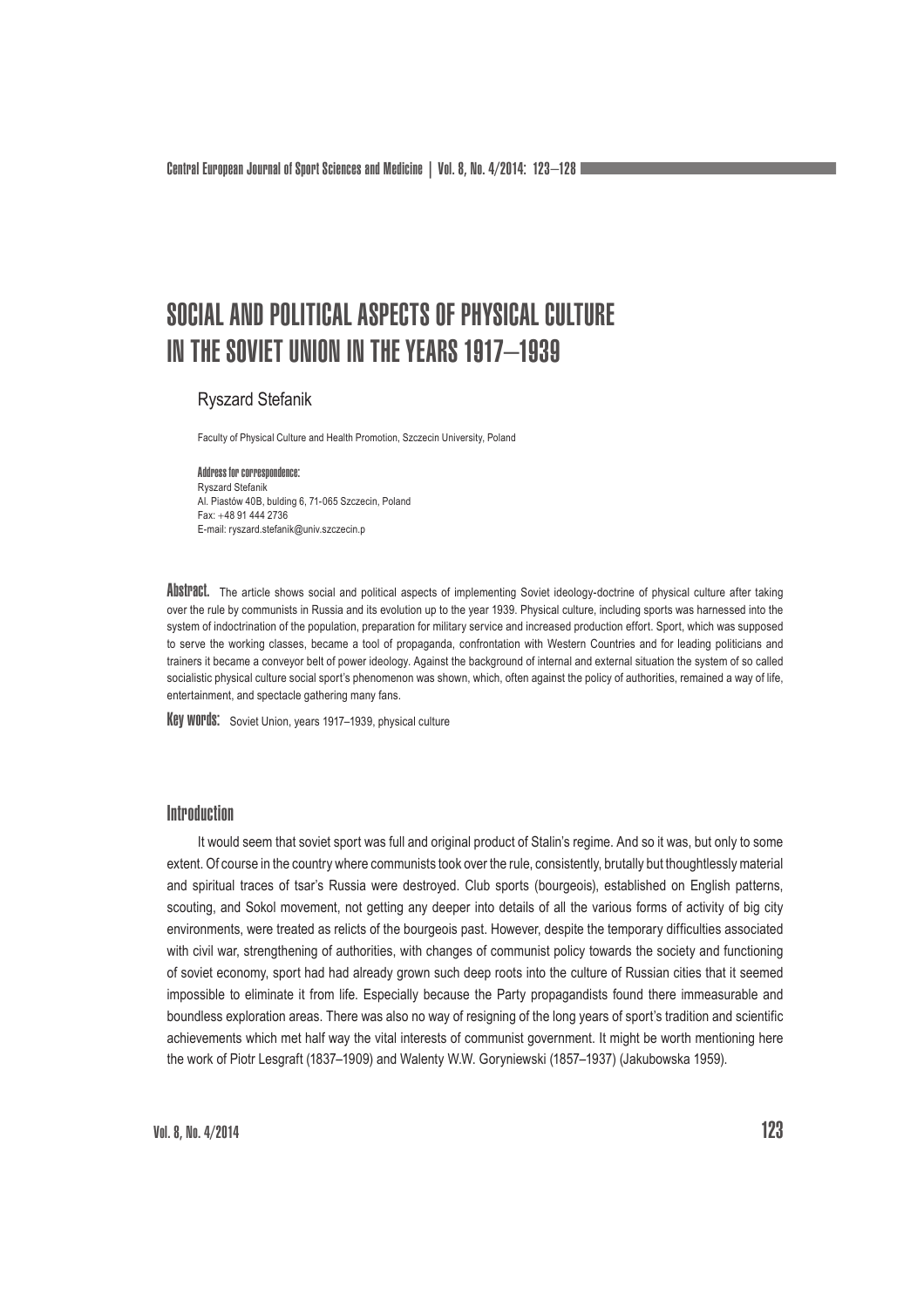# SOCIAL AND POLITICAL ASPECTS OF PHYSICAL CULTURE IN THE SOVIET UNION IN THE YEARS 1917–1939

Ryszard Stefanik

Faculty of Physical Culture and Health Promotion, Szczecin University, Poland

**Address for correspondence:**
Ryszard Stefanik
Al. Piastów 40B, bulding 6, 71-065 Szczecin, Poland
Fax: +48 91 444 2736
E-mail: ryszard.stefanik@univ.szczecin.p

**Abstract.** The article shows social and political aspects of implementing Soviet ideology-doctrine of physical culture after taking over the rule by communists in Russia and its evolution up to the year 1939. Physical culture, including sports was harnessed into the system of indoctrination of the population, preparation for military service and increased production effort. Sport, which was supposed to serve the working classes, became a tool of propaganda, confrontation with Western Countries and for leading politicians and trainers it became a conveyor belt of power ideology. Against the background of internal and external situation the system of so called socialistic physical culture social sport's phenomenon was shown, which, often against the policy of authorities, remained a way of life, entertainment, and spectacle gathering many fans.

**Key words:** Soviet Union, years 1917–1939, physical culture

## Introduction

It would seem that soviet sport was full and original product of Stalin's regime. And so it was, but only to some extent. Of course in the country where communists took over the rule, consistently, brutally but thoughtlessly material and spiritual traces of tsar's Russia were destroyed. Club sports (bourgeois), established on English patterns, scouting, and Sokol movement, not getting any deeper into details of all the various forms of activity of big city environments, were treated as relicts of the bourgeois past. However, despite the temporary difficulties associated with civil war, strengthening of authorities, with changes of communist policy towards the society and functioning of soviet economy, sport had had already grown such deep roots into the culture of Russian cities that it seemed impossible to eliminate it from life. Especially because the Party propagandists found there immeasurable and boundless exploration areas. There was also no way of resigning of the long years of sport's tradition and scientific achievements which met half way the vital interests of communist government. It might be worth mentioning here the work of Piotr Lesgraft (1837–1909) and Walenty W.W. Goryniewski (1857–1937) (Jakubowska 1959).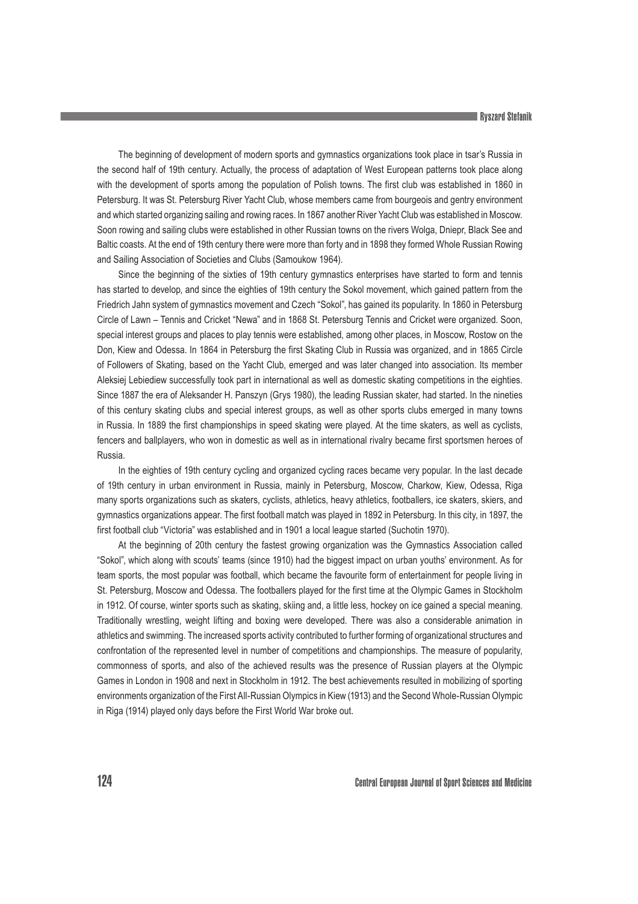The beginning of development of modern sports and gymnastics organizations took place in tsar's Russia in the second half of 19th century. Actually, the process of adaptation of West European patterns took place along with the development of sports among the population of Polish towns. The first club was established in 1860 in Petersburg. It was St. Petersburg River Yacht Club, whose members came from bourgeois and gentry environment and which started organizing sailing and rowing races. In 1867 another River Yacht Club was established in Moscow. Soon rowing and sailing clubs were established in other Russian towns on the rivers Wolga, Dniepr, Black See and Baltic coasts. At the end of 19th century there were more than forty and in 1898 they formed Whole Russian Rowing and Sailing Association of Societies and Clubs (Samoukow 1964).

Since the beginning of the sixties of 19th century gymnastics enterprises have started to form and tennis has started to develop, and since the eighties of 19th century the Sokol movement, which gained pattern from the Friedrich Jahn system of gymnastics movement and Czech "Sokol", has gained its popularity. In 1860 in Petersburg Circle of Lawn – Tennis and Cricket "Newa" and in 1868 St. Petersburg Tennis and Cricket were organized. Soon, special interest groups and places to play tennis were established, among other places, in Moscow, Rostow on the Don, Kiew and Odessa. In 1864 in Petersburg the first Skating Club in Russia was organized, and in 1865 Circle of Followers of Skating, based on the Yacht Club, emerged and was later changed into association. Its member Aleksiej Lebiediew successfully took part in international as well as domestic skating competitions in the eighties. Since 1887 the era of Aleksander H. Panszyn (Grys 1980), the leading Russian skater, had started. In the nineties of this century skating clubs and special interest groups, as well as other sports clubs emerged in many towns in Russia. In 1889 the first championships in speed skating were played. At the time skaters, as well as cyclists, fencers and ballplayers, who won in domestic as well as in international rivalry became first sportsmen heroes of Russia.

In the eighties of 19th century cycling and organized cycling races became very popular. In the last decade of 19th century in urban environment in Russia, mainly in Petersburg, Moscow, Charkow, Kiew, Odessa, Riga many sports organizations such as skaters, cyclists, athletics, heavy athletics, footballers, ice skaters, skiers, and gymnastics organizations appear. The first football match was played in 1892 in Petersburg. In this city, in 1897, the first football club "Victoria" was established and in 1901 a local league started (Suchotin 1970).

At the beginning of 20th century the fastest growing organization was the Gymnastics Association called "Sokol", which along with scouts' teams (since 1910) had the biggest impact on urban youths' environment. As for team sports, the most popular was football, which became the favourite form of entertainment for people living in St. Petersburg, Moscow and Odessa. The footballers played for the first time at the Olympic Games in Stockholm in 1912. Of course, winter sports such as skating, skiing and, a little less, hockey on ice gained a special meaning. Traditionally wrestling, weight lifting and boxing were developed. There was also a considerable animation in athletics and swimming. The increased sports activity contributed to further forming of organizational structures and confrontation of the represented level in number of competitions and championships. The measure of popularity, commonness of sports, and also of the achieved results was the presence of Russian players at the Olympic Games in London in 1908 and next in Stockholm in 1912. The best achievements resulted in mobilizing of sporting environments organization of the First All-Russian Olympics in Kiew (1913) and the Second Whole-Russian Olympic in Riga (1914) played only days before the First World War broke out.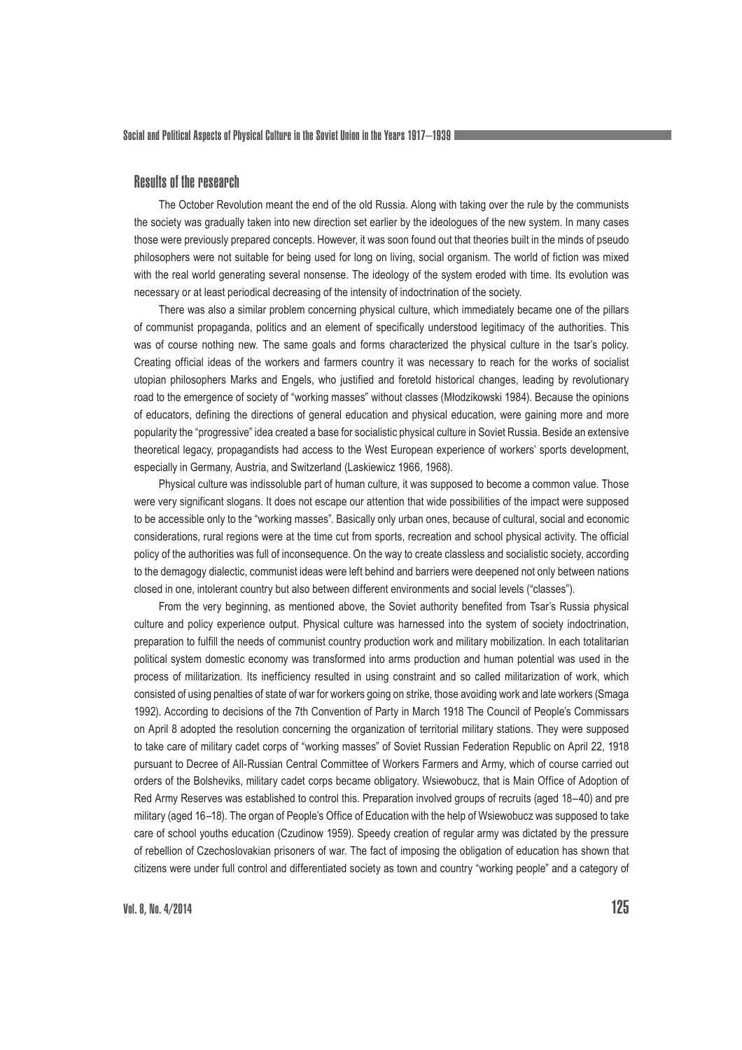## Results of the research

The October Revolution meant the end of the old Russia. Along with taking over the rule by the communists the society was gradually taken into new direction set earlier by the ideologues of the new system. In many cases those were previously prepared concepts. However, it was soon found out that theories built in the minds of pseudo philosophers were not suitable for being used for long on living, social organism. The world of fiction was mixed with the real world generating several nonsense. The ideology of the system eroded with time. Its evolution was necessary or at least periodical decreasing of the intensity of indoctrination of the society.

There was also a similar problem concerning physical culture, which immediately became one of the pillars of communist propaganda, politics and an element of specifically understood legitimacy of the authorities. This was of course nothing new. The same goals and forms characterized the physical culture in the tsar's policy. Creating official ideas of the workers and farmers country it was necessary to reach for the works of socialist utopian philosophers Marks and Engels, who justified and foretold historical changes, leading by revolutionary road to the emergence of society of "working masses" without classes (Młodzikowski 1984). Because the opinions of educators, defining the directions of general education and physical education, were gaining more and more popularity the "progressive" idea created a base for socialistic physical culture in Soviet Russia. Beside an extensive theoretical legacy, propagandists had access to the West European experience of workers' sports development, especially in Germany, Austria, and Switzerland (Laskiewicz 1966, 1968).

Physical culture was indissoluble part of human culture, it was supposed to become a common value. Those were very significant slogans. It does not escape our attention that wide possibilities of the impact were supposed to be accessible only to the "working masses". Basically only urban ones, because of cultural, social and economic considerations, rural regions were at the time cut from sports, recreation and school physical activity. The official policy of the authorities was full of inconsequence. On the way to create classless and socialistic society, according to the demagogy dialectic, communist ideas were left behind and barriers were deepened not only between nations closed in one, intolerant country but also between different environments and social levels ("classes").

From the very beginning, as mentioned above, the Soviet authority benefited from Tsar's Russia physical culture and policy experience output. Physical culture was harnessed into the system of society indoctrination, preparation to fulfill the needs of communist country production work and military mobilization. In each totalitarian political system domestic economy was transformed into arms production and human potential was used in the process of militarization. Its inefficiency resulted in using constraint and so called militarization of work, which consisted of using penalties of state of war for workers going on strike, those avoiding work and late workers (Smaga 1992). According to decisions of the 7th Convention of Party in March 1918 The Council of People's Commissars on April 8 adopted the resolution concerning the organization of territorial military stations. They were supposed to take care of military cadet corps of "working masses" of Soviet Russian Federation Republic on April 22, 1918 pursuant to Decree of All-Russian Central Committee of Workers Farmers and Army, which of course carried out orders of the Bolsheviks, military cadet corps became obligatory. Wsiewobucz, that is Main Office of Adoption of Red Army Reserves was established to control this. Preparation involved groups of recruits (aged 18–40) and pre military (aged 16–18). The organ of People's Office of Education with the help of Wsiewobucz was supposed to take care of school youths education (Czudinow 1959). Speedy creation of regular army was dictated by the pressure of rebellion of Czechoslovakian prisoners of war. The fact of imposing the obligation of education has shown that citizens were under full control and differentiated society as town and country "working people" and a category of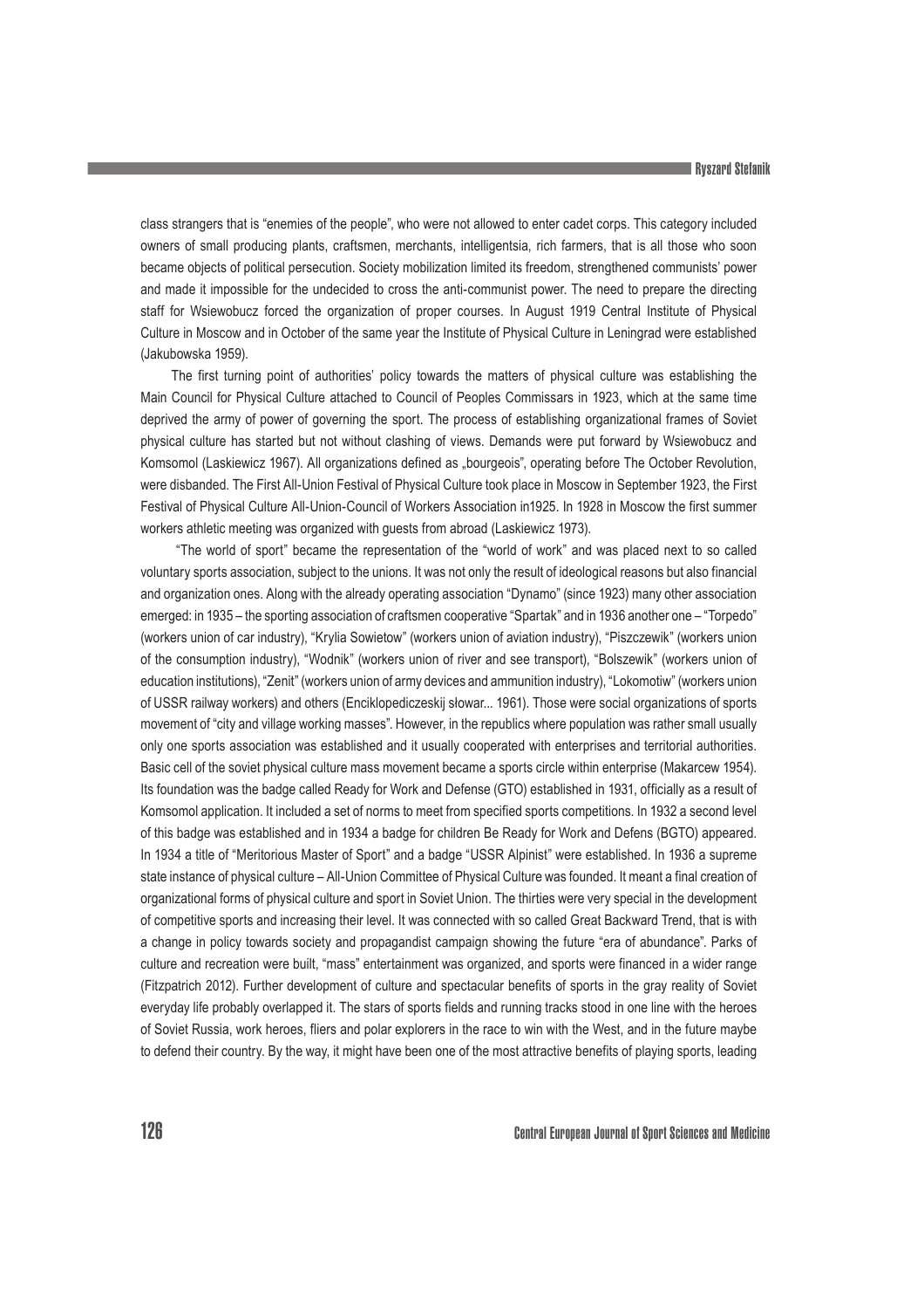class strangers that is "enemies of the people", who were not allowed to enter cadet corps. This category included owners of small producing plants, craftsmen, merchants, intelligentsia, rich farmers, that is all those who soon became objects of political persecution. Society mobilization limited its freedom, strengthened communists' power and made it impossible for the undecided to cross the anti-communist power. The need to prepare the directing staff for Wsiewobucz forced the organization of proper courses. In August 1919 Central Institute of Physical Culture in Moscow and in October of the same year the Institute of Physical Culture in Leningrad were established (Jakubowska 1959).

The first turning point of authorities' policy towards the matters of physical culture was establishing the Main Council for Physical Culture attached to Council of Peoples Commissars in 1923, which at the same time deprived the army of power of governing the sport. The process of establishing organizational frames of Soviet physical culture has started but not without clashing of views. Demands were put forward by Wsiewobucz and Komsomol (Laskiewicz 1967). All organizations defined as „bourgeois", operating before The October Revolution, were disbanded. The First All-Union Festival of Physical Culture took place in Moscow in September 1923, the First Festival of Physical Culture All-Union-Council of Workers Association in1925. In 1928 in Moscow the first summer workers athletic meeting was organized with guests from abroad (Laskiewicz 1973).

"The world of sport" became the representation of the "world of work" and was placed next to so called voluntary sports association, subject to the unions. It was not only the result of ideological reasons but also financial and organization ones. Along with the already operating association "Dynamo" (since 1923) many other association emerged: in 1935 – the sporting association of craftsmen cooperative "Spartak" and in 1936 another one – "Torpedo" (workers union of car industry), "Krylia Sowietow" (workers union of aviation industry), "Piszczewik" (workers union of the consumption industry), "Wodnik" (workers union of river and see transport), "Bolszewik" (workers union of education institutions), "Zenit" (workers union of army devices and ammunition industry), "Lokomotiw" (workers union of USSR railway workers) and others (Enciklopediczeskij słowar... 1961). Those were social organizations of sports movement of "city and village working masses". However, in the republics where population was rather small usually only one sports association was established and it usually cooperated with enterprises and territorial authorities. Basic cell of the soviet physical culture mass movement became a sports circle within enterprise (Makarcew 1954). Its foundation was the badge called Ready for Work and Defense (GTO) established in 1931, officially as a result of Komsomol application. It included a set of norms to meet from specified sports competitions. In 1932 a second level of this badge was established and in 1934 a badge for children Be Ready for Work and Defens (BGTO) appeared. In 1934 a title of "Meritorious Master of Sport" and a badge "USSR Alpinist" were established. In 1936 a supreme state instance of physical culture – All-Union Committee of Physical Culture was founded. It meant a final creation of organizational forms of physical culture and sport in Soviet Union. The thirties were very special in the development of competitive sports and increasing their level. It was connected with so called Great Backward Trend, that is with a change in policy towards society and propagandist campaign showing the future "era of abundance". Parks of culture and recreation were built, "mass" entertainment was organized, and sports were financed in a wider range (Fitzpatrich 2012). Further development of culture and spectacular benefits of sports in the gray reality of Soviet everyday life probably overlapped it. The stars of sports fields and running tracks stood in one line with the heroes of Soviet Russia, work heroes, fliers and polar explorers in the race to win with the West, and in the future maybe to defend their country. By the way, it might have been one of the most attractive benefits of playing sports, leading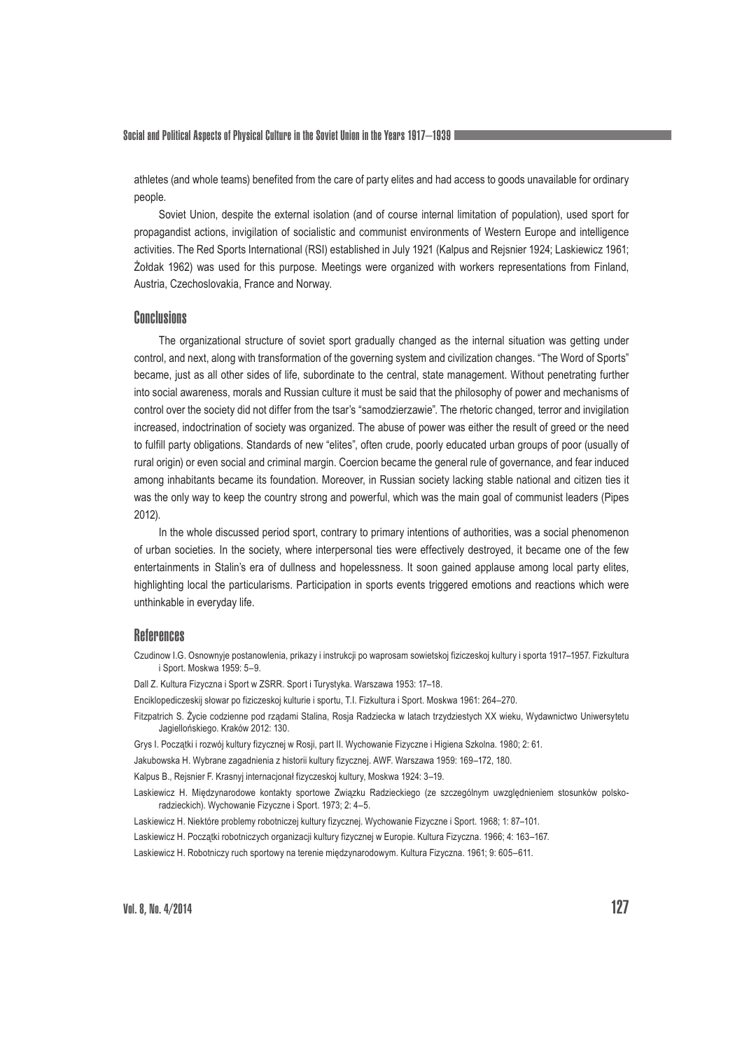athletes (and whole teams) benefited from the care of party elites and had access to goods unavailable for ordinary people.

Soviet Union, despite the external isolation (and of course internal limitation of population), used sport for propagandist actions, invigilation of socialistic and communist environments of Western Europe and intelligence activities. The Red Sports International (RSI) established in July 1921 (Kalpus and Rejsnier 1924; Laskiewicz 1961; Żołdak 1962) was used for this purpose. Meetings were organized with workers representations from Finland, Austria, Czechoslovakia, France and Norway.

## Conclusions

The organizational structure of soviet sport gradually changed as the internal situation was getting under control, and next, along with transformation of the governing system and civilization changes. "The Word of Sports" became, just as all other sides of life, subordinate to the central, state management. Without penetrating further into social awareness, morals and Russian culture it must be said that the philosophy of power and mechanisms of control over the society did not differ from the tsar's "samodzierzawie". The rhetoric changed, terror and invigilation increased, indoctrination of society was organized. The abuse of power was either the result of greed or the need to fulfill party obligations. Standards of new "elites", often crude, poorly educated urban groups of poor (usually of rural origin) or even social and criminal margin. Coercion became the general rule of governance, and fear induced among inhabitants became its foundation. Moreover, in Russian society lacking stable national and citizen ties it was the only way to keep the country strong and powerful, which was the main goal of communist leaders (Pipes 2012).

In the whole discussed period sport, contrary to primary intentions of authorities, was a social phenomenon of urban societies. In the society, where interpersonal ties were effectively destroyed, it became one of the few entertainments in Stalin's era of dullness and hopelessness. It soon gained applause among local party elites, highlighting local the particularisms. Participation in sports events triggered emotions and reactions which were unthinkable in everyday life.

## References

Czudinow I.G. Osnownyje postanowlenia, prikazy i instrukcji po waprosam sowietskoj fiziczeskoj kultury i sporta 1917–1957. Fizkultura i Sport. Moskwa 1959: 5–9.

Dall Z. Kultura Fizyczna i Sport w ZSRR. Sport i Turystyka. Warszawa 1953: 17–18.

Enciklopediczeskij słowar po fiziczeskoj kulturie i sportu, T.I. Fizkultura i Sport. Moskwa 1961: 264–270.

Fitzpatrich S. Życie codzienne pod rządami Stalina, Rosja Radziecka w latach trzydziestych XX wieku, Wydawnictwo Uniwersytetu Jagiellońskiego. Kraków 2012: 130.

Grys I. Początki i rozwój kultury fizycznej w Rosji, part II. Wychowanie Fizyczne i Higiena Szkolna. 1980; 2: 61.

Jakubowska H. Wybrane zagadnienia z historii kultury fizycznej. AWF. Warszawa 1959: 169–172, 180.

Kalpus B., Rejsnier F. Krasnyj internacjonał fizyczeskoj kultury, Moskwa 1924: 3–19.

Laskiewicz H. Międzynarodowe kontakty sportowe Związku Radzieckiego (ze szczególnym uwzględnieniem stosunków polsko-radzieckich). Wychowanie Fizyczne i Sport. 1973; 2: 4–5.

Laskiewicz H. Niektóre problemy robotniczej kultury fizycznej. Wychowanie Fizyczne i Sport. 1968; 1: 87–101.

Laskiewicz H. Początki robotniczych organizacji kultury fizycznej w Europie. Kultura Fizyczna. 1966; 4: 163–167.

Laskiewicz H. Robotniczy ruch sportowy na terenie międzynarodowym. Kultura Fizyczna. 1961; 9: 605–611.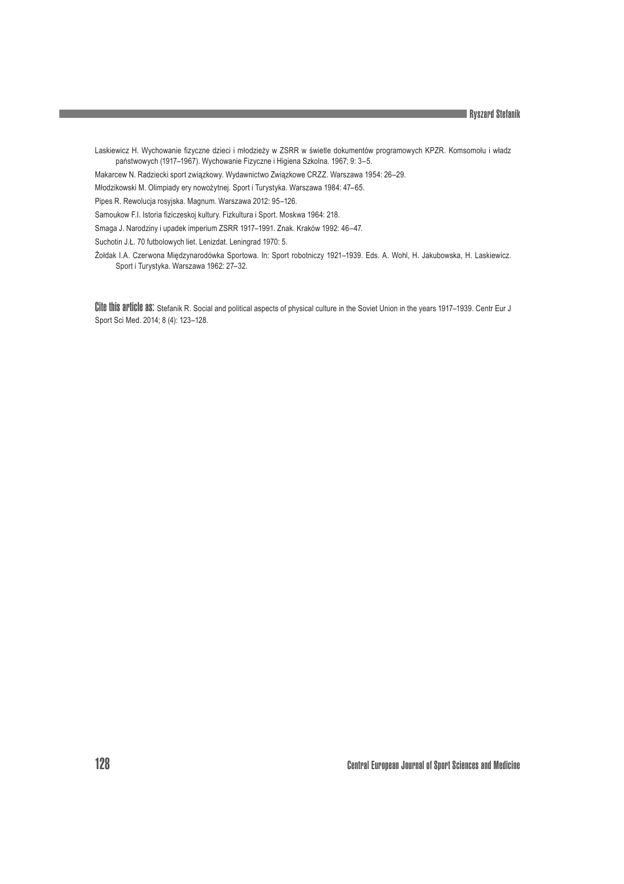Laskiewicz H. Wychowanie fizyczne dzieci i młodzieży w ZSRR w świetle dokumentów programowych KPZR. Komsomołu i władz państwowych (1917–1967). Wychowanie Fizyczne i Higiena Szkolna. 1967; 9: 3–5.

Makarcew N. Radziecki sport związkowy. Wydawnictwo Związkowe CRZZ. Warszawa 1954: 26–29.

Młodzikowski M. Olimpiady ery nowożytnej. Sport i Turystyka. Warszawa 1984: 47–65.

Pipes R. Rewolucja rosyjska. Magnum. Warszawa 2012: 95–126.

Samoukow F.I. Istoria fiziczeskoj kultury. Fizkultura i Sport. Moskwa 1964: 218.

Smaga J. Narodziny i upadek imperium ZSRR 1917–1991. Znak. Kraków 1992: 46–47.

Suchotin J.Ł. 70 futbolowych liet. Lenizdat. Leningrad 1970: 5.

Żołdak I.A. Czerwona Międzynarodówka Sportowa. In: Sport robotniczy 1921–1939. Eds. A. Wohl, H. Jakubowska, H. Laskiewicz. Sport i Turystyka. Warszawa 1962: 27–32.

**Cite this article as:** Stefanik R. Social and political aspects of physical culture in the Soviet Union in the years 1917–1939. Centr Eur J Sport Sci Med. 2014; 8 (4): 123–128.